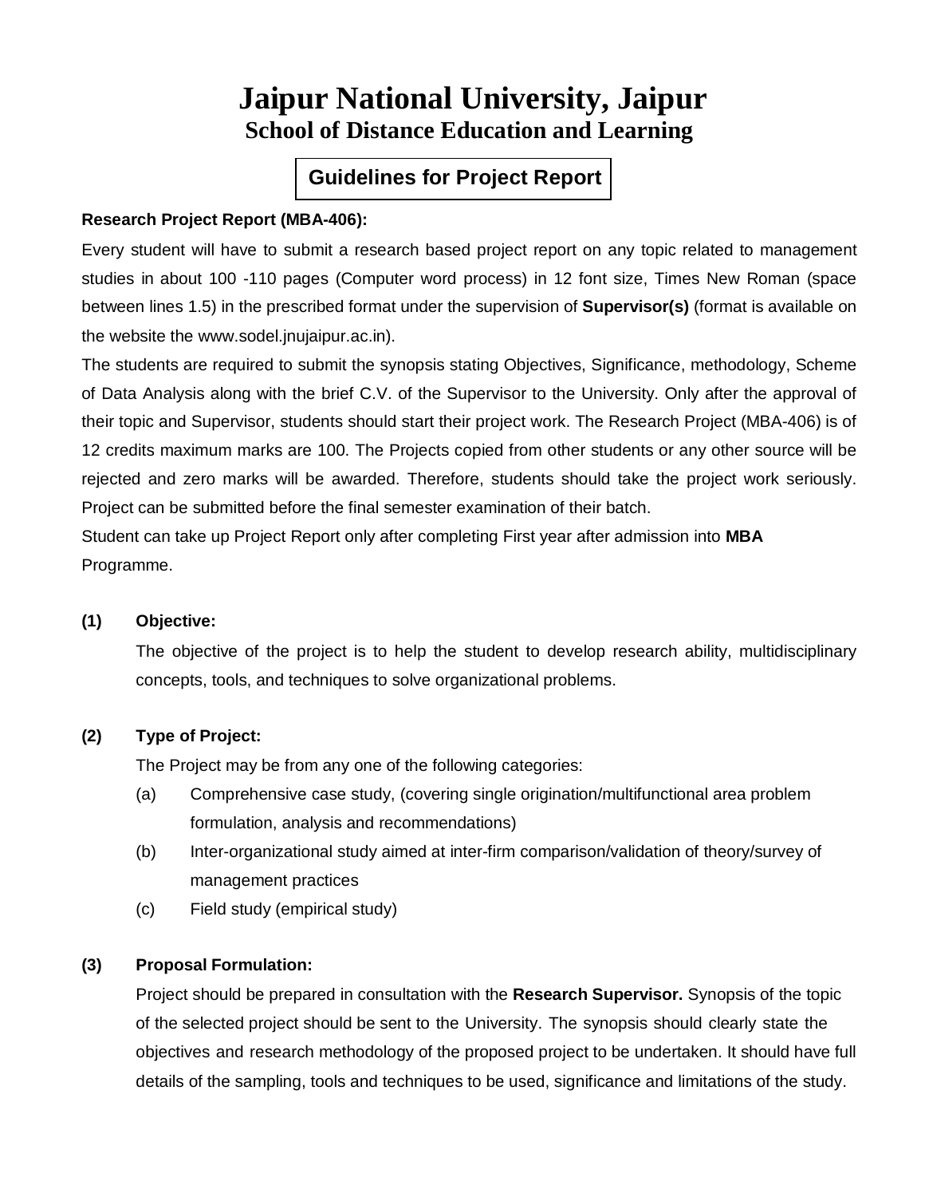# Jaipur National University, Jaipur
## School of Distance Education and Learning

### Guidelines for Project Report

**Research Project Report (MBA-406):**

Every student will have to submit a research based project report on any topic related to management studies in about 100 -110 pages (Computer word process) in 12 font size, Times New Roman (space between lines 1.5) in the prescribed format under the supervision of **Supervisor(s)** (format is available on the website the www.sodel.jnujaipur.ac.in).

The students are required to submit the synopsis stating Objectives, Significance, methodology, Scheme of Data Analysis along with the brief C.V. of the Supervisor to the University. Only after the approval of their topic and Supervisor, students should start their project work. The Research Project (MBA-406) is of 12 credits maximum marks are 100. The Projects copied from other students or any other source will be rejected and zero marks will be awarded. Therefore, students should take the project work seriously. Project can be submitted before the final semester examination of their batch.

Student can take up Project Report only after completing First year after admission into **MBA** Programme.

**(1) Objective:**

The objective of the project is to help the student to develop research ability, multidisciplinary concepts, tools, and techniques to solve organizational problems.

**(2) Type of Project:**

The Project may be from any one of the following categories:

(a) Comprehensive case study, (covering single origination/multifunctional area problem formulation, analysis and recommendations)

(b) Inter-organizational study aimed at inter-firm comparison/validation of theory/survey of management practices

(c) Field study (empirical study)

**(3) Proposal Formulation:**

Project should be prepared in consultation with the **Research Supervisor.** Synopsis of the topic of the selected project should be sent to the University. The synopsis should clearly state the objectives and research methodology of the proposed project to be undertaken. It should have full details of the sampling, tools and techniques to be used, significance and limitations of the study.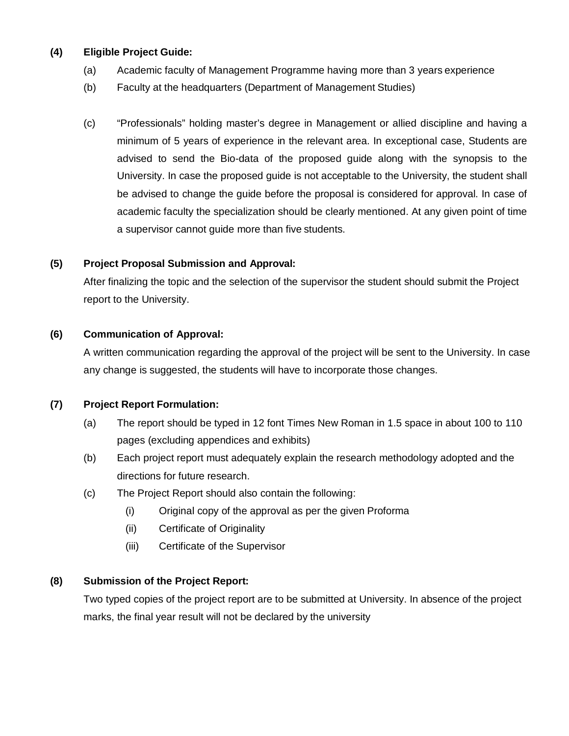**(4) Eligible Project Guide:**

(a) Academic faculty of Management Programme having more than 3 years experience

(b) Faculty at the headquarters (Department of Management Studies)

(c) "Professionals" holding master's degree in Management or allied discipline and having a minimum of 5 years of experience in the relevant area. In exceptional case, Students are advised to send the Bio-data of the proposed guide along with the synopsis to the University. In case the proposed guide is not acceptable to the University, the student shall be advised to change the guide before the proposal is considered for approval. In case of academic faculty the specialization should be clearly mentioned. At any given point of time a supervisor cannot guide more than five students.

**(5) Project Proposal Submission and Approval:**

After finalizing the topic and the selection of the supervisor the student should submit the Project report to the University.

**(6) Communication of Approval:**

A written communication regarding the approval of the project will be sent to the University. In case any change is suggested, the students will have to incorporate those changes.

**(7) Project Report Formulation:**

(a) The report should be typed in 12 font Times New Roman in 1.5 space in about 100 to 110 pages (excluding appendices and exhibits)

(b) Each project report must adequately explain the research methodology adopted and the directions for future research.

(c) The Project Report should also contain the following:

  (i) Original copy of the approval as per the given Proforma

  (ii) Certificate of Originality

  (iii) Certificate of the Supervisor

**(8) Submission of the Project Report:**

Two typed copies of the project report are to be submitted at University. In absence of the project marks, the final year result will not be declared by the university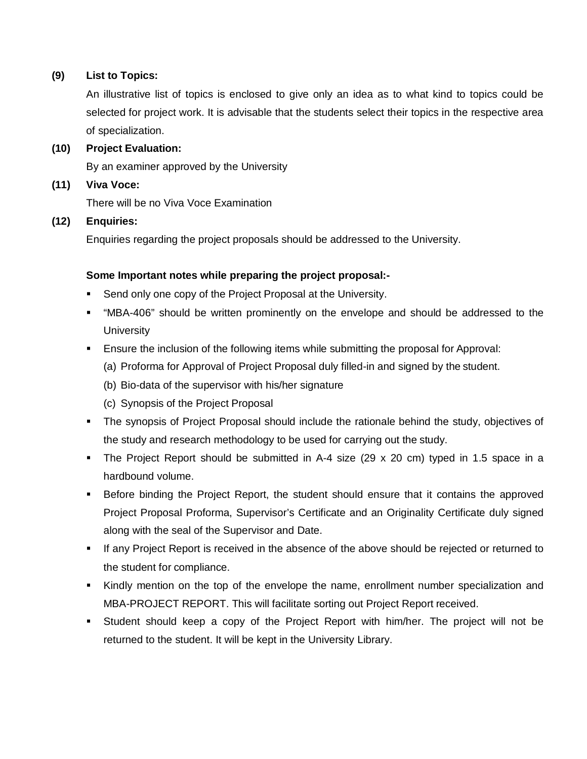**(9) List to Topics:**

An illustrative list of topics is enclosed to give only an idea as to what kind to topics could be selected for project work. It is advisable that the students select their topics in the respective area of specialization.

**(10) Project Evaluation:**

By an examiner approved by the University

**(11) Viva Voce:**

There will be no Viva Voce Examination

**(12) Enquiries:**

Enquiries regarding the project proposals should be addressed to the University.

**Some Important notes while preparing the project proposal:-**

- Send only one copy of the Project Proposal at the University.
- "MBA-406" should be written prominently on the envelope and should be addressed to the University
- Ensure the inclusion of the following items while submitting the proposal for Approval:
  - (a) Proforma for Approval of Project Proposal duly filled-in and signed by the student.
  - (b) Bio-data of the supervisor with his/her signature
  - (c) Synopsis of the Project Proposal
- The synopsis of Project Proposal should include the rationale behind the study, objectives of the study and research methodology to be used for carrying out the study.
- The Project Report should be submitted in A-4 size (29 x 20 cm) typed in 1.5 space in a hardbound volume.
- Before binding the Project Report, the student should ensure that it contains the approved Project Proposal Proforma, Supervisor's Certificate and an Originality Certificate duly signed along with the seal of the Supervisor and Date.
- If any Project Report is received in the absence of the above should be rejected or returned to the student for compliance.
- Kindly mention on the top of the envelope the name, enrollment number specialization and MBA-PROJECT REPORT. This will facilitate sorting out Project Report received.
- Student should keep a copy of the Project Report with him/her. The project will not be returned to the student. It will be kept in the University Library.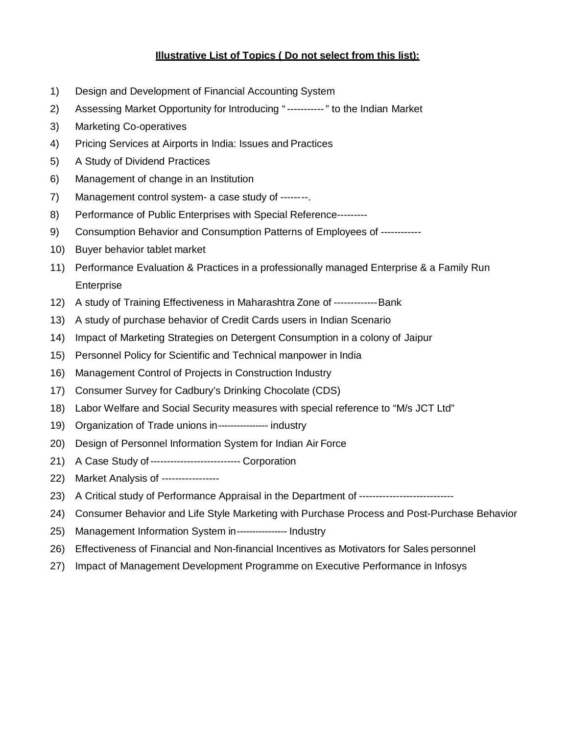**Illustrative List of Topics ( Do not select from this list):**

1) Design and Development of Financial Accounting System
2) Assessing Market Opportunity for Introducing "----------- " to the Indian Market
3) Marketing Co-operatives
4) Pricing Services at Airports in India: Issues and Practices
5) A Study of Dividend Practices
6) Management of change in an Institution
7) Management control system- a case study of --------.
8) Performance of Public Enterprises with Special Reference---------
9) Consumption Behavior and Consumption Patterns of Employees of ------------
10) Buyer behavior tablet market
11) Performance Evaluation & Practices in a professionally managed Enterprise & a Family Run Enterprise
12) A study of Training Effectiveness in Maharashtra Zone of -------------Bank
13) A study of purchase behavior of Credit Cards users in Indian Scenario
14) Impact of Marketing Strategies on Detergent Consumption in a colony of Jaipur
15) Personnel Policy for Scientific and Technical manpower in India
16) Management Control of Projects in Construction Industry
17) Consumer Survey for Cadbury's Drinking Chocolate (CDS)
18) Labor Welfare and Social Security measures with special reference to "M/s JCT Ltd"
19) Organization of Trade unions in---------------- industry
20) Design of Personnel Information System for Indian Air Force
21) A Case Study of--------------------------- Corporation
22) Market Analysis of -----------------
23) A Critical study of Performance Appraisal in the Department of ----------------------------
24) Consumer Behavior and Life Style Marketing with Purchase Process and Post-Purchase Behavior
25) Management Information System in---------------- Industry
26) Effectiveness of Financial and Non-financial Incentives as Motivators for Sales personnel
27) Impact of Management Development Programme on Executive Performance in Infosys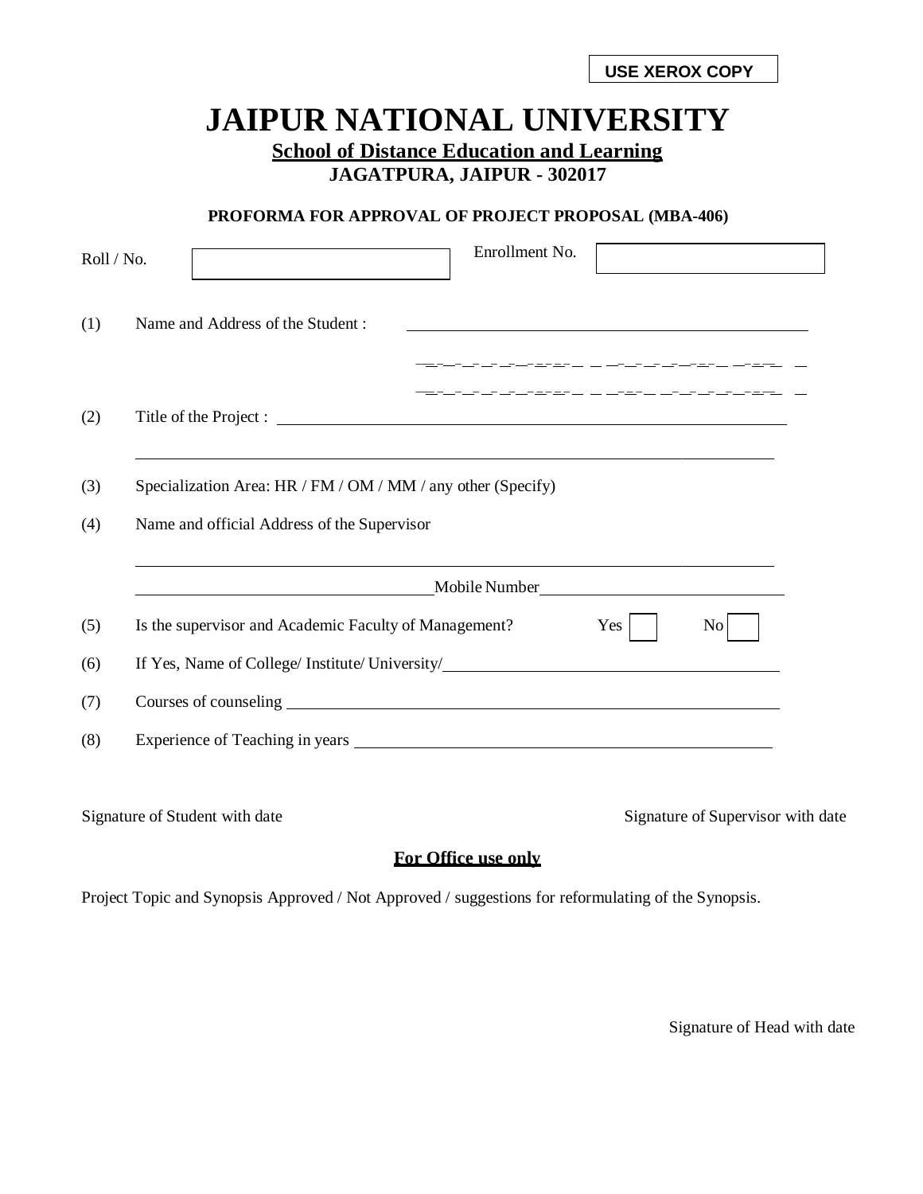USE XEROX COPY

# JAIPUR NATIONAL UNIVERSITY

## School of Distance Education and Learning

### JAGATPURA, JAIPUR - 302017

**PROFORMA FOR APPROVAL OF PROJECT PROPOSAL (MBA-406)**

Roll / No. ____________________ Enrollment No. ____________________

(1) Name and Address of the Student : ______________________________________

______________________________________

______________________________________

(2) Title of the Project : ______________________________________

______________________________________

(3) Specialization Area: HR / FM / OM / MM / any other (Specify)

(4) Name and official Address of the Supervisor

______________________________________

______________________ Mobile Number ______________________

(5) Is the supervisor and Academic Faculty of Management? Yes [ ] No [ ]

(6) If Yes, Name of College/ Institute/ University/ ______________________

(7) Courses of counseling ______________________________________

(8) Experience of Teaching in years ______________________________________

Signature of Student with date

Signature of Supervisor with date

**For Office use only**

Project Topic and Synopsis Approved / Not Approved / suggestions for reformulating of the Synopsis.

Signature of Head with date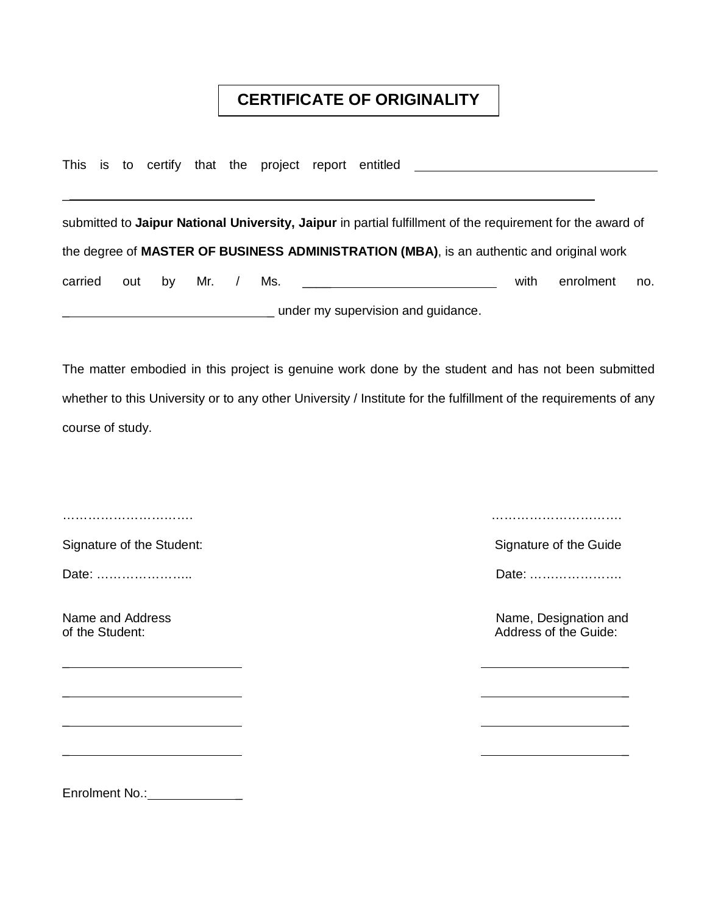# CERTIFICATE OF ORIGINALITY

This is to certify that the project report entitled ____________________________________

______________________________________________________________________________

submitted to **Jaipur National University, Jaipur** in partial fulfillment of the requirement for the award of the degree of **MASTER OF BUSINESS ADMINISTRATION (MBA)**, is an authentic and original work carried out by Mr. / Ms. ____________________________ with enrolment no. ______________________________ under my supervision and guidance.

The matter embodied in this project is genuine work done by the student and has not been submitted whether to this University or to any other University / Institute for the fulfillment of the requirements of any course of study.

…………………………. | ………………………….

Signature of the Student: | Signature of the Guide

Date: ………………….. | Date: ………………….

Name and Address of the Student:

__________________________

__________________________

__________________________

__________________________

Name, Designation and Address of the Guide:

_____________________

_____________________

_____________________

_____________________

Enrolment No.:_____________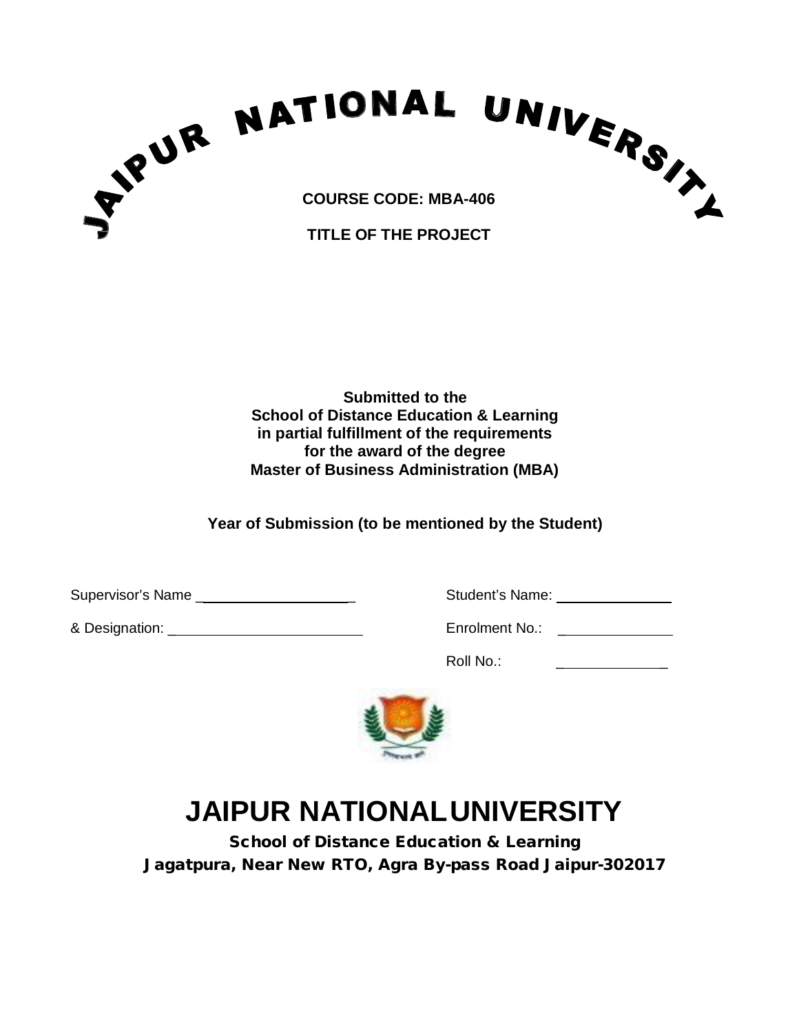# JAIPUR NATIONAL UNIVERSITY

**COURSE CODE: MBA-406**

**TITLE OF THE PROJECT**

**Submitted to the**
**School of Distance Education & Learning**
**in partial fulfillment of the requirements**
**for the award of the degree**
**Master of Business Administration (MBA)**

**Year of Submission (to be mentioned by the Student)**

Supervisor's Name ____________________

& Designation: ________________________

Student's Name: _______________

Enrolment No.: _______________

Roll No.: _______________

# JAIPUR NATIONAL UNIVERSITY

**School of Distance Education & Learning**
**Jagatpura, Near New RTO, Agra By-pass Road Jaipur-302017**